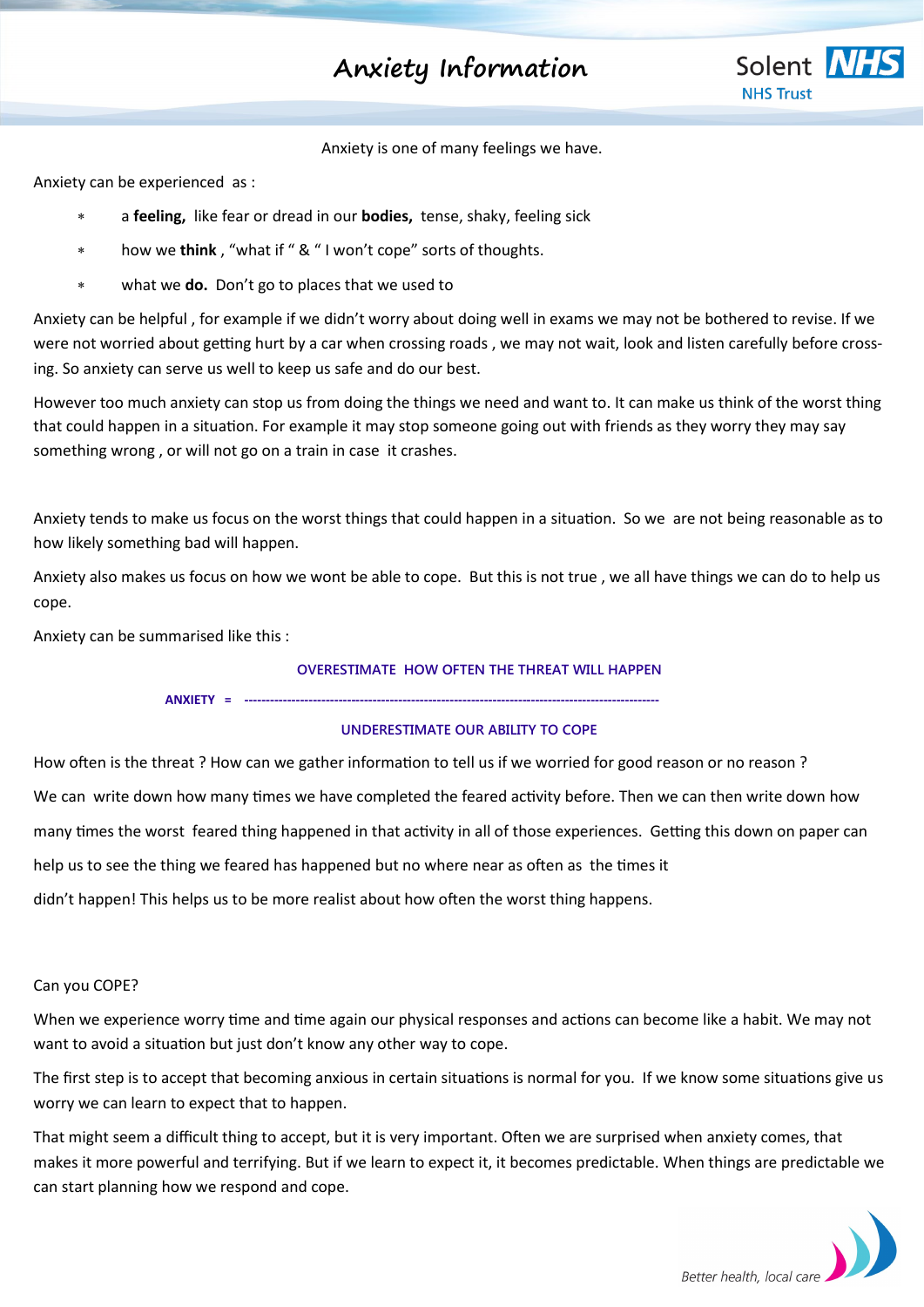// Anxiety Information

Anxiety is one of many feelings we have.

Anxiety can be experienced as :

* a **feeling,** like fear or dread in our **bodies,** tense, shaky, feeling sick
* how we **think** , "what if " & " I won't cope" sorts of thoughts.
* what we **do.** Don't go to places that we used to

Anxiety can be helpful , for example if we didn't worry about doing well in exams we may not be bothered to revise. If we were not worried about getting hurt by a car when crossing roads , we may not wait, look and listen carefully before crossing. So anxiety can serve us well to keep us safe and do our best.

However too much anxiety can stop us from doing the things we need and want to. It can make us think of the worst thing that could happen in a situation. For example it may stop someone going out with friends as they worry they may say something wrong , or will not go on a train in case it crashes.

Anxiety tends to make us focus on the worst things that could happen in a situation. So we are not being reasonable as to how likely something bad will happen.

Anxiety also makes us focus on how we wont be able to cope. But this is not true , we all have things we can do to help us cope.

Anxiety can be summarised like this :

$$\text{ANXIETY} = \frac{\text{OVERESTIMATE HOW OFTEN THE THREAT WILL HAPPEN}}{\text{UNDERESTIMATE OUR ABILITY TO COPE}}$$

How often is the threat ? How can we gather information to tell us if we worried for good reason or no reason ?

We can write down how many times we have completed the feared activity before. Then we can then write down how many times the worst feared thing happened in that activity in all of those experiences. Getting this down on paper can help us to see the thing we feared has happened but no where near as often as the times it didn't happen! This helps us to be more realist about how often the worst thing happens.

Can you COPE?

When we experience worry time and time again our physical responses and actions can become like a habit. We may not want to avoid a situation but just don't know any other way to cope.

The first step is to accept that becoming anxious in certain situations is normal for you. If we know some situations give us worry we can learn to expect that to happen.

That might seem a difficult thing to accept, but it is very important. Often we are surprised when anxiety comes, that makes it more powerful and terrifying. But if we learn to expect it, it becomes predictable. When things are predictable we can start planning how we respond and cope.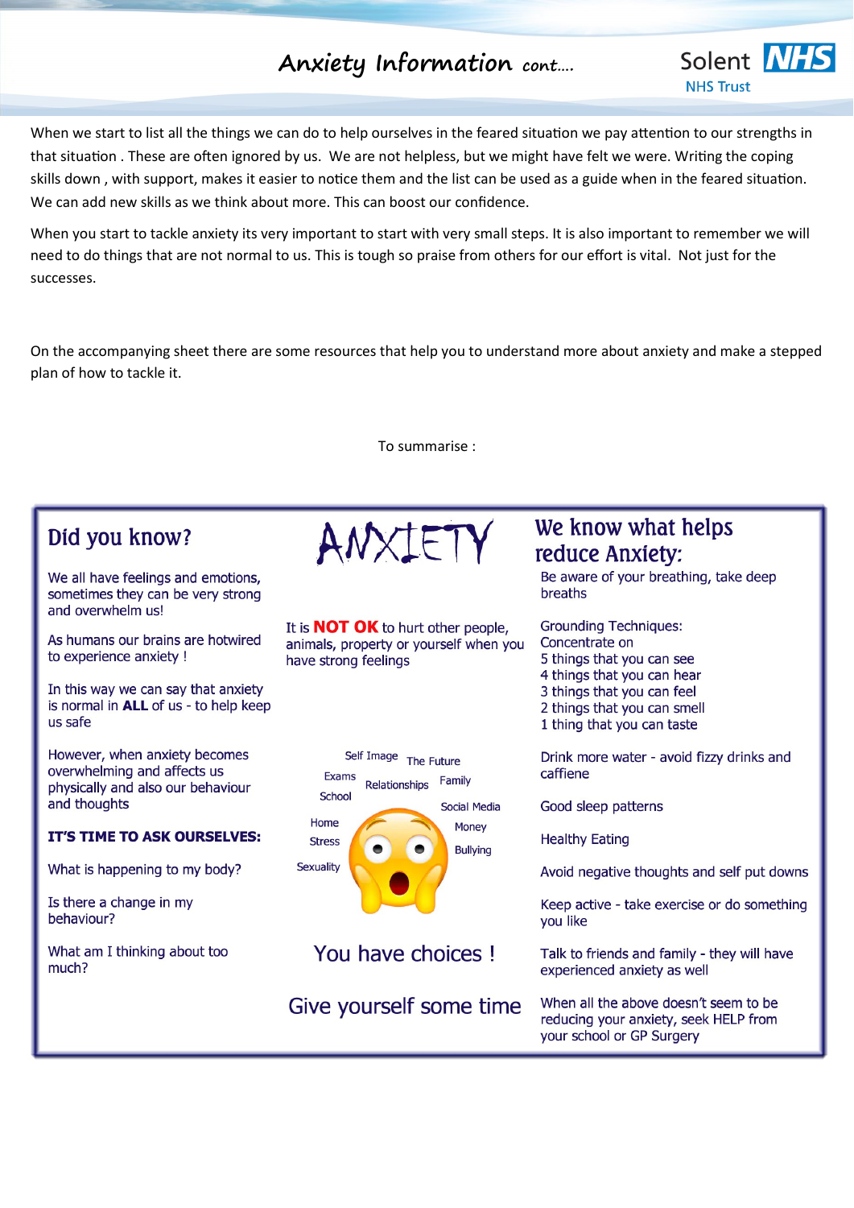# Anxiety Information cont….

When we start to list all the things we can do to help ourselves in the feared situation we pay attention to our strengths in that situation . These are often ignored by us. We are not helpless, but we might have felt we were. Writing the coping skills down , with support, makes it easier to notice them and the list can be used as a guide when in the feared situation. We can add new skills as we think about more. This can boost our confidence.

When you start to tackle anxiety its very important to start with very small steps. It is also important to remember we will need to do things that are not normal to us. This is tough so praise from others for our effort is vital. Not just for the successes.

On the accompanying sheet there are some resources that help you to understand more about anxiety and make a stepped plan of how to tackle it.

To summarise :

## Did you know?

We all have feelings and emotions, sometimes they can be very strong and overwhelm us!

As humans our brains are hotwired to experience anxiety !

In this way we can say that anxiety is normal in **ALL** of us - to help keep us safe

However, when anxiety becomes overwhelming and affects us physically and also our behaviour and thoughts

**IT'S TIME TO ASK OURSELVES:**

What is happening to my body?

Is there a change in my behaviour?

What am I thinking about too much?

## ANXIETY

It is **NOT OK** to hurt other people, animals, property or yourself when you have strong feelings

Self Image
The Future
Exams
Relationships
Family
School
Social Media
Home
Money
Stress
Bullying
Sexuality

You have choices !

Give yourself some time

## We know what helps reduce Anxiety:

Be aware of your breathing, take deep breaths

Grounding Techniques:
Concentrate on
5 things that you can see
4 things that you can hear
3 things that you can feel
2 things that you can smell
1 thing that you can taste

Drink more water - avoid fizzy drinks and caffeine

Good sleep patterns

Healthy Eating

Avoid negative thoughts and self put downs

Keep active - take exercise or do something you like

Talk to friends and family - they will have experienced anxiety as well

When all the above doesn't seem to be reducing your anxiety, seek HELP from your school or GP Surgery